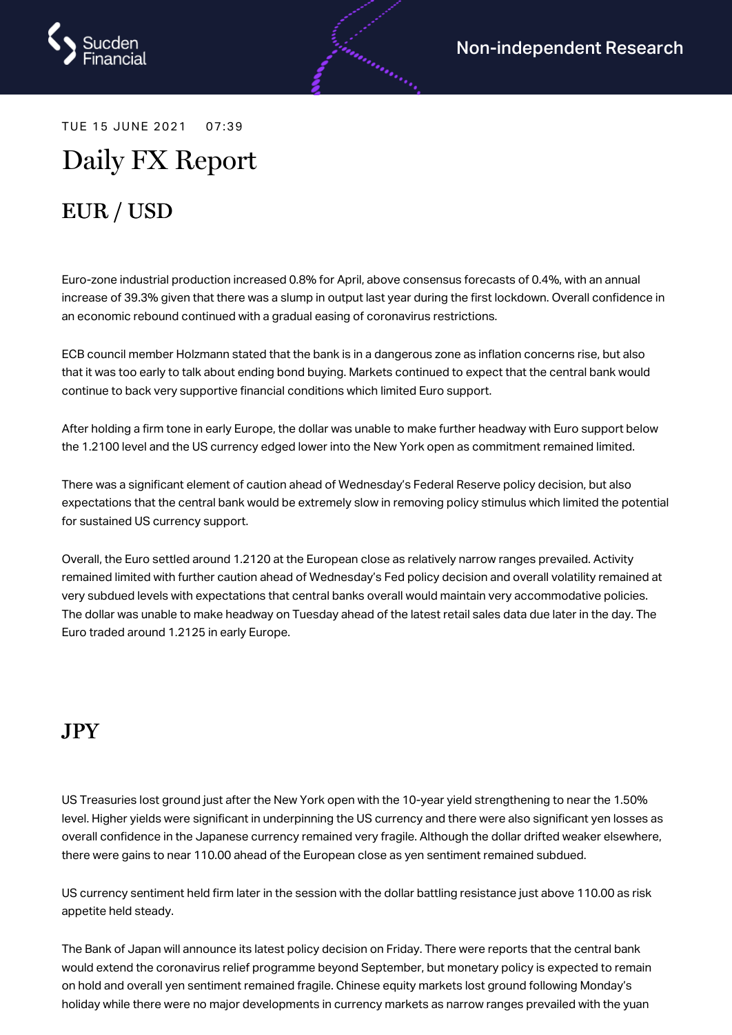TUE 15 JUNE 2021 07:39

# Daily FX Report

## EUR / USD

Euro-zone industrial production increased 0.8% for April, above consensus forecasts of 0.4%, with an annual increase of 39.3% given that there was a slump in output last year during the first lockdown. Overall confidence in an economic rebound continued with a gradual easing of coronavirus restrictions.

ECB council member Holzmann stated that the bank is in a dangerous zone as inflation concerns rise, but also that it was too early to talk about ending bond buying. Markets continued to expect that the central bank would continue to back very supportive financial conditions which limited Euro support.

After holding a firm tone in early Europe, the dollar was unable to make further headway with Euro support below the 1.2100 level and the US currency edged lower into the New York open as commitment remained limited.

There was a significant element of caution ahead of Wednesday's Federal Reserve policy decision, but also expectations that the central bank would be extremely slow in removing policy stimulus which limited the potential for sustained US currency support.

Overall, the Euro settled around 1.2120 at the European close as relatively narrow ranges prevailed. Activity remained limited with further caution ahead of Wednesday's Fed policy decision and overall volatility remained at very subdued levels with expectations that central banks overall would maintain very accommodative policies. The dollar was unable to make headway on Tuesday ahead of the latest retail sales data due later in the day. The Euro traded around 1.2125 in early Europe.

## JPY

US Treasuries lost ground just after the New York open with the 10-year yield strengthening to near the 1.50% level. Higher yields were significant in underpinning the US currency and there were also significant yen losses as overall confidence in the Japanese currency remained very fragile. Although the dollar drifted weaker elsewhere, there were gains to near 110.00 ahead of the European close as yen sentiment remained subdued.

US currency sentiment held firm later in the session with the dollar battling resistance just above 110.00 as risk appetite held steady.

The Bank of Japan will announce its latest policy decision on Friday. There were reports that the central bank would extend the coronavirus relief programme beyond September, but monetary policy is expected to remain on hold and overall yen sentiment remained fragile. Chinese equity markets lost ground following Monday's holiday while there were no major developments in currency markets as narrow ranges prevailed with the yuan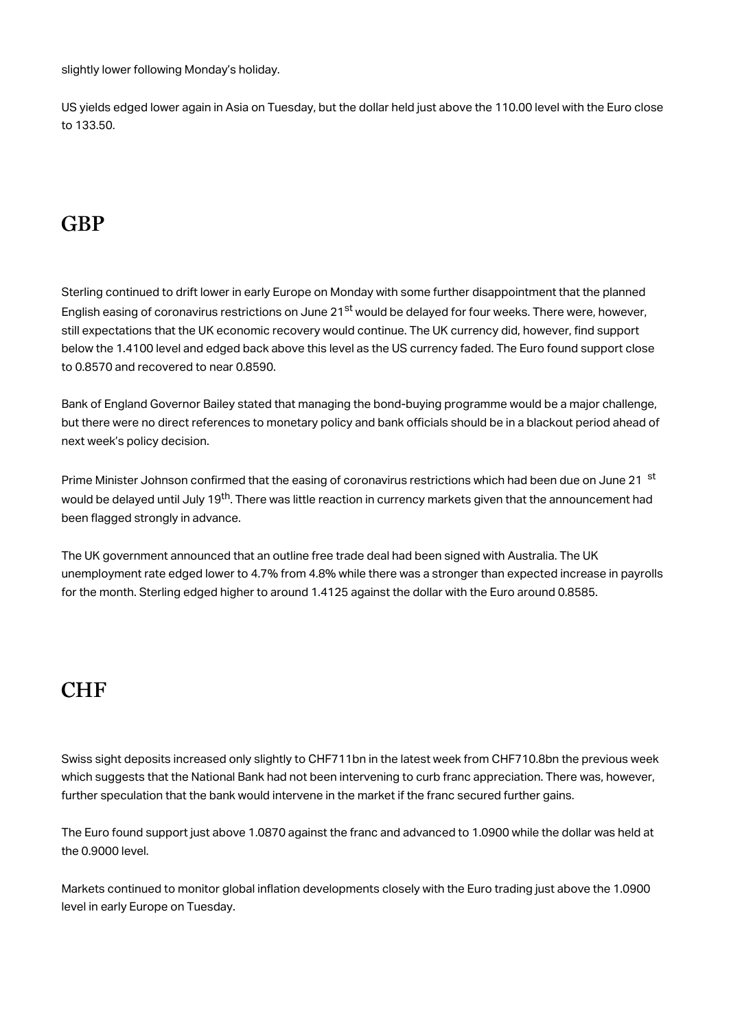slightly lower following Monday's holiday.

US yields edged lower again in Asia on Tuesday, but the dollar held just above the 110.00 level with the Euro close to 133.50.

## GBP

Sterling continued to drift lower in early Europe on Monday with some further disappointment that the planned English easing of coronavirus restrictions on June 21st would be delayed for four weeks. There were, however, still expectations that the UK economic recovery would continue. The UK currency did, however, find support below the 1.4100 level and edged back above this level as the US currency faded. The Euro found support close to 0.8570 and recovered to near 0.8590.

Bank of England Governor Bailey stated that managing the bond-buying programme would be a major challenge, but there were no direct references to monetary policy and bank officials should be in a blackout period ahead of next week's policy decision.

Prime Minister Johnson confirmed that the easing of coronavirus restrictions which had been due on June 21st would be delayed until July 19th. There was little reaction in currency markets given that the announcement had been flagged strongly in advance.

The UK government announced that an outline free trade deal had been signed with Australia. The UK unemployment rate edged lower to 4.7% from 4.8% while there was a stronger than expected increase in payrolls for the month. Sterling edged higher to around 1.4125 against the dollar with the Euro around 0.8585.

## CHF

Swiss sight deposits increased only slightly to CHF711bn in the latest week from CHF710.8bn the previous week which suggests that the National Bank had not been intervening to curb franc appreciation. There was, however, further speculation that the bank would intervene in the market if the franc secured further gains.

The Euro found support just above 1.0870 against the franc and advanced to 1.0900 while the dollar was held at the 0.9000 level.

Markets continued to monitor global inflation developments closely with the Euro trading just above the 1.0900 level in early Europe on Tuesday.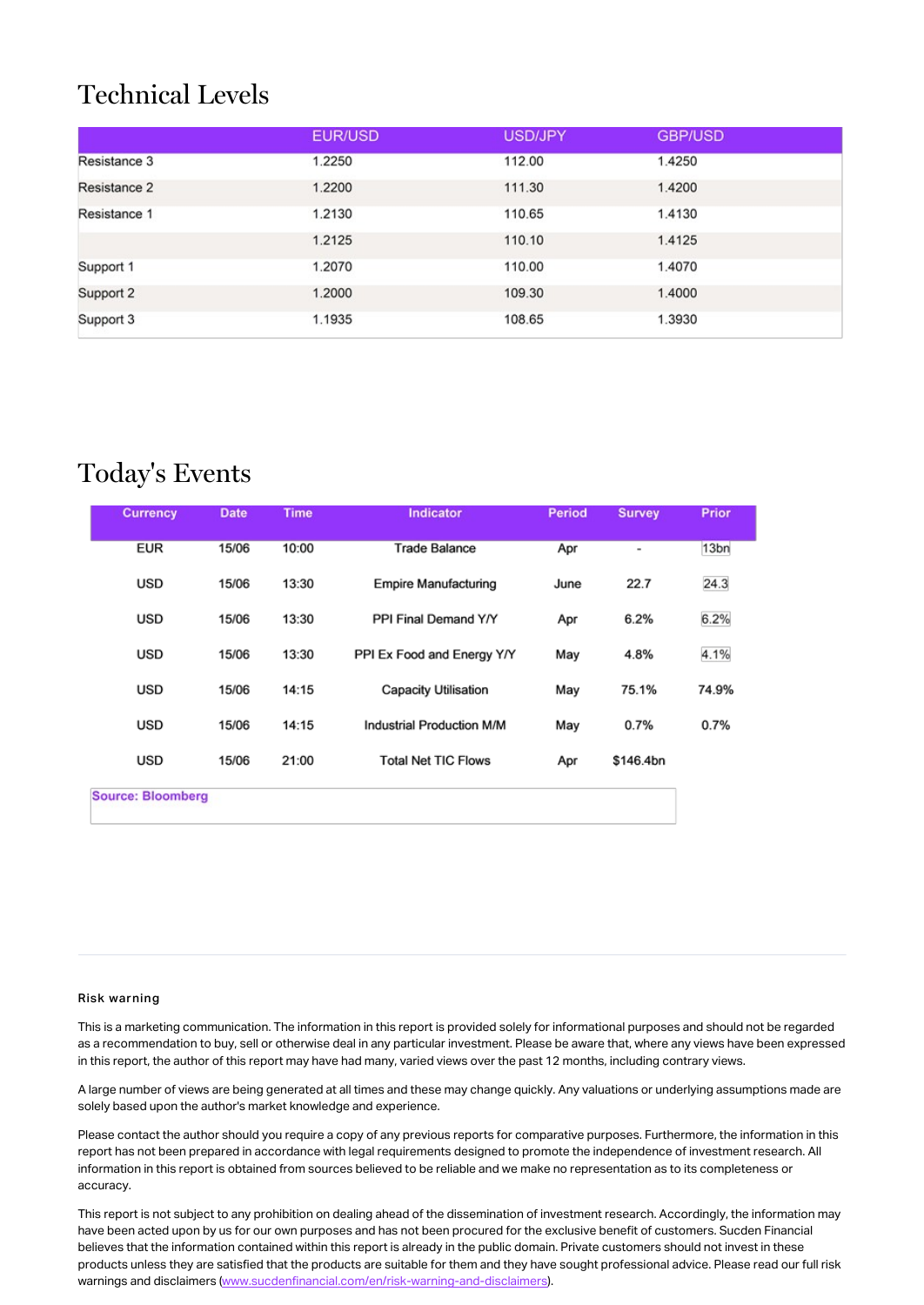## Technical Levels

| | EUR/USD | USD/JPY | GBP/USD |
|---|---|---|---|
| Resistance 3 | 1.2250 | 112.00 | 1.4250 |
| Resistance 2 | 1.2200 | 111.30 | 1.4200 |
| Resistance 1 | 1.2130 | 110.65 | 1.4130 |
| | 1.2125 | 110.10 | 1.4125 |
| Support 1 | 1.2070 | 110.00 | 1.4070 |
| Support 2 | 1.2000 | 109.30 | 1.4000 |
| Support 3 | 1.1935 | 108.65 | 1.3930 |

## Today's Events

| Currency | Date | Time | Indicator | Period | Survey | Prior |
|---|---|---|---|---|---|---|
| EUR | 15/06 | 10:00 | Trade Balance | Apr | - | 13bn |
| USD | 15/06 | 13:30 | Empire Manufacturing | June | 22.7 | 24.3 |
| USD | 15/06 | 13:30 | PPI Final Demand Y/Y | Apr | 6.2% | 6.2% |
| USD | 15/06 | 13:30 | PPI Ex Food and Energy Y/Y | May | 4.8% | 4.1% |
| USD | 15/06 | 14:15 | Capacity Utilisation | May | 75.1% | 74.9% |
| USD | 15/06 | 14:15 | Industrial Production M/M | May | 0.7% | 0.7% |
| USD | 15/06 | 21:00 | Total Net TIC Flows | Apr | $146.4bn | |

**Source: Bloomberg**

### Risk warning

This is a marketing communication. The information in this report is provided solely for informational purposes and should not be regarded as a recommendation to buy, sell or otherwise deal in any particular investment. Please be aware that, where any views have been expressed in this report, the author of this report may have had many, varied views over the past 12 months, including contrary views.

A large number of views are being generated at all times and these may change quickly. Any valuations or underlying assumptions made are solely based upon the author's market knowledge and experience.

Please contact the author should you require a copy of any previous reports for comparative purposes. Furthermore, the information in this report has not been prepared in accordance with legal requirements designed to promote the independence of investment research. All information in this report is obtained from sources believed to be reliable and we make no representation as to its completeness or accuracy.

This report is not subject to any prohibition on dealing ahead of the dissemination of investment research. Accordingly, the information may have been acted upon by us for our own purposes and has not been procured for the exclusive benefit of customers. Sucden Financial believes that the information contained within this report is already in the public domain. Private customers should not invest in these products unless they are satisfied that the products are suitable for them and they have sought professional advice. Please read our full risk warnings and disclaimers (www.sucdenfinancial.com/en/risk-warning-and-disclaimers).